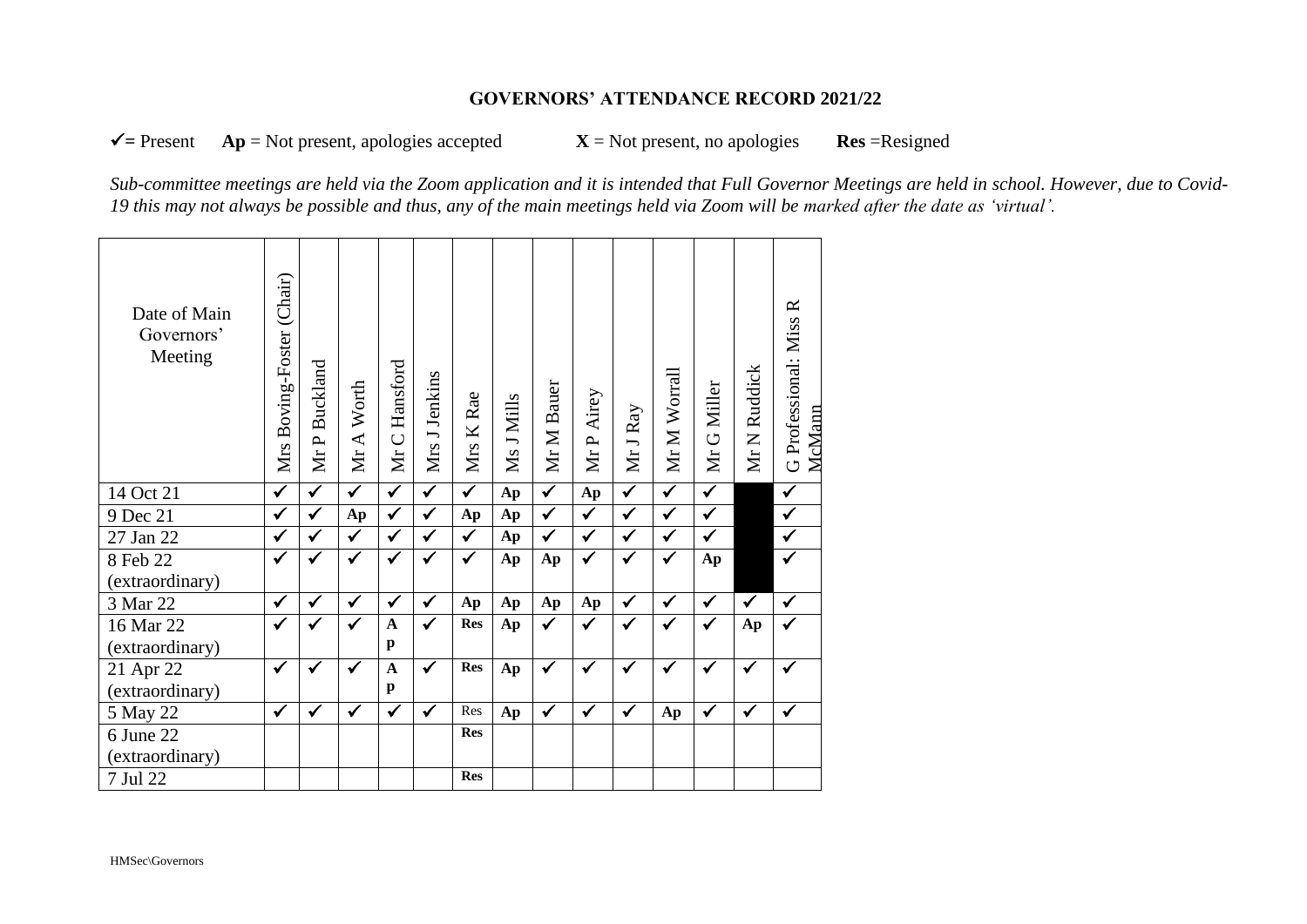# GOVERNORS' ATTENDANCE RECORD 2021/22

✓= Present **Ap** = Not present, apologies accepted **X** = Not present, no apologies **Res** =Resigned

*Sub-committee meetings are held via the Zoom application and it is intended that Full Governor Meetings are held in school. However, due to Covid-19 this may not always be possible and thus, any of the main meetings held via Zoom will be marked after the date as 'virtual'.*

| Date of Main Governors' Meeting | Mrs Boving-Foster (Chair) | Mr P Buckland | Mr A Worth | Mr C Hansford | Mrs J Jenkins | Mrs K Rae | Ms J Mills | Mr M Bauer | Mr P Airey | Mr J Ray | Mr M Worrall | Mr G Miller | Mr N Ruddick | G Professional: Miss R McMann |
|---|---|---|---|---|---|---|---|---|---|---|---|---|---|---|
| 14 Oct 21 | ✓ | ✓ | ✓ | ✓ | ✓ | ✓ | Ap | ✓ | Ap | ✓ | ✓ | ✓ | | ✓ |
| 9 Dec 21 | ✓ | ✓ | Ap | ✓ | ✓ | Ap | Ap | ✓ | ✓ | ✓ | ✓ | ✓ | | ✓ |
| 27 Jan 22 | ✓ | ✓ | ✓ | ✓ | ✓ | ✓ | Ap | ✓ | ✓ | ✓ | ✓ | ✓ | | ✓ |
| 8 Feb 22 (extraordinary) | ✓ | ✓ | ✓ | ✓ | ✓ | ✓ | Ap | Ap | ✓ | ✓ | ✓ | Ap | | ✓ |
| 3 Mar 22 | ✓ | ✓ | ✓ | ✓ | ✓ | Ap | Ap | Ap | Ap | ✓ | ✓ | ✓ | ✓ | ✓ |
| 16 Mar 22 (extraordinary) | ✓ | ✓ | ✓ | Ap | ✓ | Res | Ap | ✓ | ✓ | ✓ | ✓ | ✓ | Ap | ✓ |
| 21 Apr 22 (extraordinary) | ✓ | ✓ | ✓ | Ap | ✓ | Res | Ap | ✓ | ✓ | ✓ | ✓ | ✓ | ✓ | ✓ |
| 5 May 22 | ✓ | ✓ | ✓ | ✓ | ✓ | Res | Ap | ✓ | ✓ | ✓ | Ap | ✓ | ✓ | ✓ |
| 6 June 22 (extraordinary) | | | | | | Res | | | | | | | | |
| 7 Jul 22 | | | | | | Res | | | | | | | | |

HMSec\Governors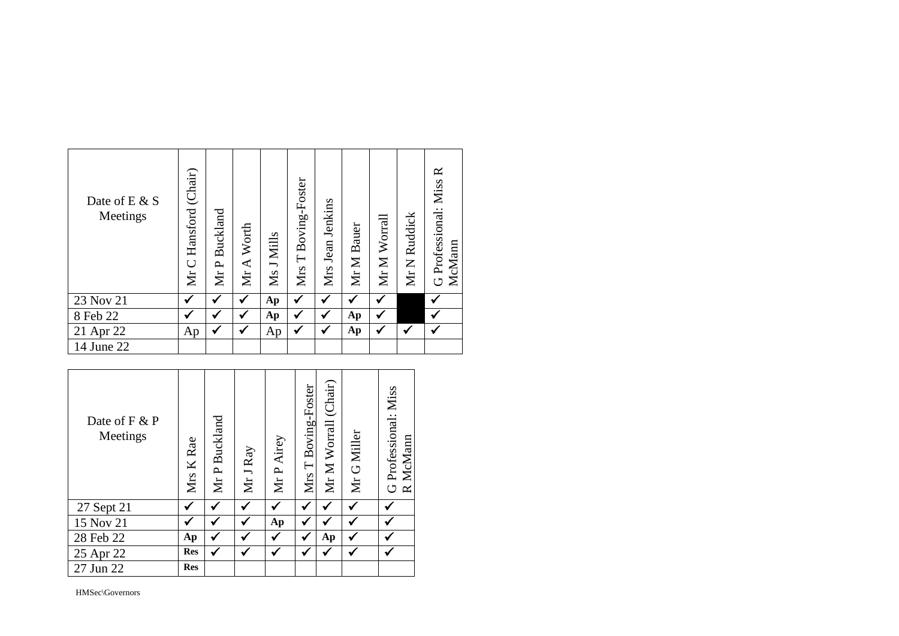| Date of E & S Meetings | Mr C Hansford (Chair) | Mr P Buckland | Mr A Worth | Ms J Mills | Mrs T Boving-Foster | Mrs Jean Jenkins | Mr M Bauer | Mr M Worrall | Mr N Ruddick | G Professional: Miss R McMann |
|---|---|---|---|---|---|---|---|---|---|---|
| 23 Nov 21 | ✓ | ✓ | ✓ | **Ap** | ✓ | ✓ | ✓ | ✓ | | ✓ |
| 8 Feb 22 | ✓ | ✓ | ✓ | **Ap** | ✓ | ✓ | **Ap** | ✓ | | ✓ |
| 21 Apr 22 | Ap | ✓ | ✓ | Ap | ✓ | ✓ | **Ap** | ✓ | ✓ | ✓ |
| 14 June 22 | | | | | | | | | | |

| Date of F & P Meetings | Mrs K Rae | Mr P Buckland | Mr J Ray | Mr P Airey | Mrs T Boving-Foster | Mr M Worrall (Chair) | Mr G Miller | G Professional: Miss R McMann |
|---|---|---|---|---|---|---|---|---|
| 27 Sept 21 | ✓ | ✓ | ✓ | ✓ | ✓ | ✓ | ✓ | ✓ |
| 15 Nov 21 | ✓ | ✓ | ✓ | **Ap** | ✓ | ✓ | ✓ | ✓ |
| 28 Feb 22 | **Ap** | ✓ | ✓ | ✓ | ✓ | **Ap** | ✓ | ✓ |
| 25 Apr 22 | **Res** | ✓ | ✓ | ✓ | ✓ | ✓ | ✓ | ✓ |
| 27 Jun 22 | **Res** | | | | | | | |

HMSec\Governors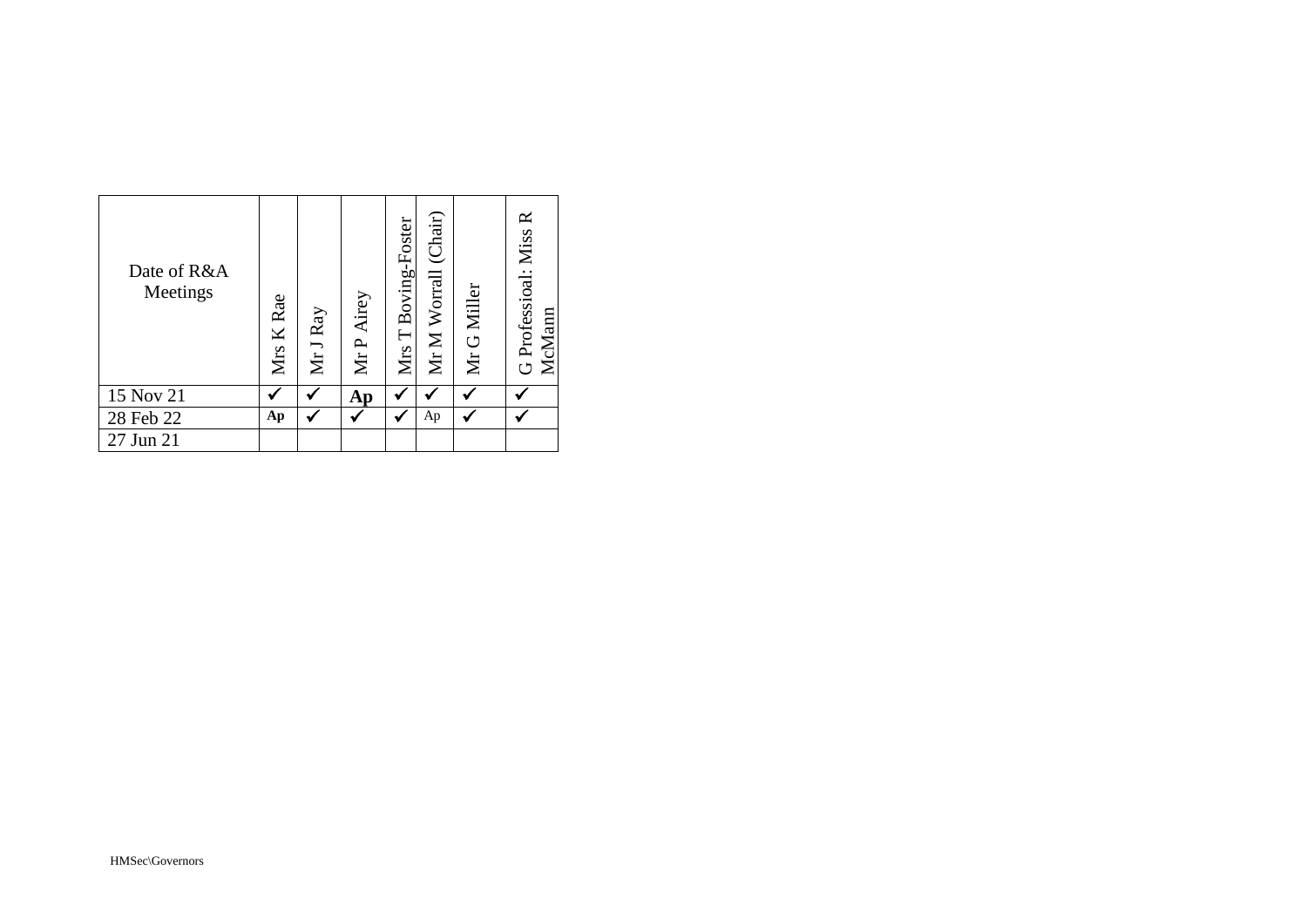| Date of R&A Meetings | Mrs K Rae | Mr J Ray | Mr P Airey | Mrs T Boving-Foster | Mr M Worrall (Chair) | Mr G Miller | G Professioal: Miss R McMann |
|---|---|---|---|---|---|---|---|
| 15 Nov 21 | ✓ | ✓ | **Ap** | ✓ | ✓ | ✓ | ✓ |
| 28 Feb 22 | **Ap** | ✓ | ✓ | ✓ | Ap | ✓ | ✓ |
| 27 Jun 21 | | | | | | | |

HMSec\Governors